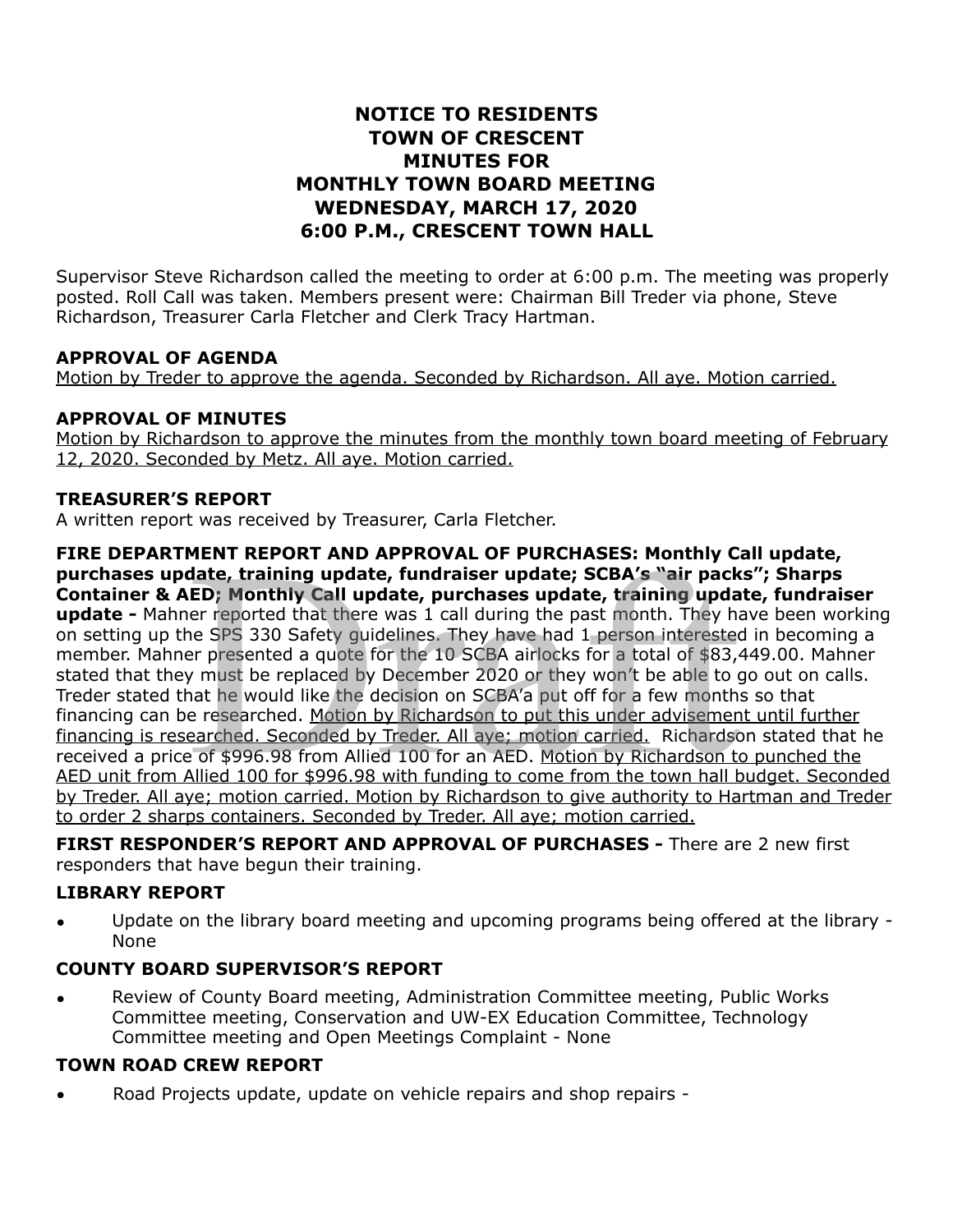**NOTICE TO RESIDENTS**
**TOWN OF CRESCENT**
**MINUTES FOR**
**MONTHLY TOWN BOARD MEETING**
**WEDNESDAY, MARCH 17, 2020**
**6:00 P.M., CRESCENT TOWN HALL**

Supervisor Steve Richardson called the meeting to order at 6:00 p.m. The meeting was properly posted. Roll Call was taken. Members present were: Chairman Bill Treder via phone, Steve Richardson, Treasurer Carla Fletcher and Clerk Tracy Hartman.

**APPROVAL OF AGENDA**

Motion by Treder to approve the agenda. Seconded by Richardson. All aye. Motion carried.

**APPROVAL OF MINUTES**

Motion by Richardson to approve the minutes from the monthly town board meeting of February 12, 2020. Seconded by Metz. All aye. Motion carried.

**TREASURER'S REPORT**

A written report was received by Treasurer, Carla Fletcher.

**FIRE DEPARTMENT REPORT AND APPROVAL OF PURCHASES: Monthly Call update, purchases update, training update, fundraiser update; SCBA's "air packs"; Sharps Container & AED; Monthly Call update, purchases update, training update, fundraiser update -** Mahner reported that there was 1 call during the past month. They have been working on setting up the SPS 330 Safety guidelines. They have had 1 person interested in becoming a member. Mahner presented a quote for the 10 SCBA airlocks for a total of $83,449.00. Mahner stated that they must be replaced by December 2020 or they won't be able to go out on calls. Treder stated that he would like the decision on SCBA'a put off for a few months so that financing can be researched. Motion by Richardson to put this under advisement until further financing is researched. Seconded by Treder. All aye; motion carried. Richardson stated that he received a price of $996.98 from Allied 100 for an AED. Motion by Richardson to punched the AED unit from Allied 100 for $996.98 with funding to come from the town hall budget. Seconded by Treder. All aye; motion carried. Motion by Richardson to give authority to Hartman and Treder to order 2 sharps containers. Seconded by Treder. All aye; motion carried.

**FIRST RESPONDER'S REPORT AND APPROVAL OF PURCHASES -** There are 2 new first responders that have begun their training.

**LIBRARY REPORT**

- Update on the library board meeting and upcoming programs being offered at the library - None

**COUNTY BOARD SUPERVISOR'S REPORT**

- Review of County Board meeting, Administration Committee meeting, Public Works Committee meeting, Conservation and UW-EX Education Committee, Technology Committee meeting and Open Meetings Complaint - None

**TOWN ROAD CREW REPORT**

- Road Projects update, update on vehicle repairs and shop repairs -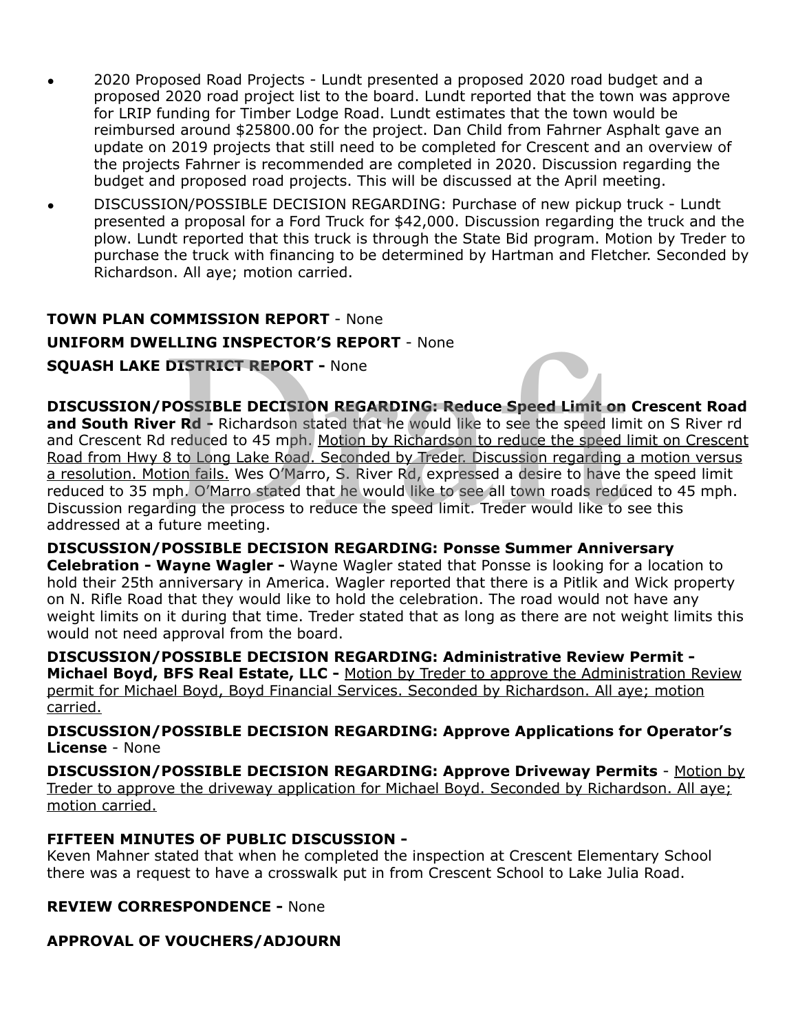- 2020 Proposed Road Projects - Lundt presented a proposed 2020 road budget and a proposed 2020 road project list to the board. Lundt reported that the town was approve for LRIP funding for Timber Lodge Road. Lundt estimates that the town would be reimbursed around $25800.00 for the project. Dan Child from Fahrner Asphalt gave an update on 2019 projects that still need to be completed for Crescent and an overview of the projects Fahrner is recommended are completed in 2020. Discussion regarding the budget and proposed road projects. This will be discussed at the April meeting.
- DISCUSSION/POSSIBLE DECISION REGARDING: Purchase of new pickup truck - Lundt presented a proposal for a Ford Truck for $42,000. Discussion regarding the truck and the plow. Lundt reported that this truck is through the State Bid program. Motion by Treder to purchase the truck with financing to be determined by Hartman and Fletcher. Seconded by Richardson. All aye; motion carried.

**TOWN PLAN COMMISSION REPORT** - None

**UNIFORM DWELLING INSPECTOR'S REPORT** - None

**SQUASH LAKE DISTRICT REPORT -** None

**DISCUSSION/POSSIBLE DECISION REGARDING: Reduce Speed Limit on Crescent Road and South River Rd -** Richardson stated that he would like to see the speed limit on S River rd and Crescent Rd reduced to 45 mph. <u>Motion by Richardson to reduce the speed limit on Crescent Road from Hwy 8 to Long Lake Road. Seconded by Treder. Discussion regarding a motion versus a resolution. Motion fails.</u> Wes O'Marro, S. River Rd, expressed a desire to have the speed limit reduced to 35 mph. O'Marro stated that he would like to see all town roads reduced to 45 mph. Discussion regarding the process to reduce the speed limit. Treder would like to see this addressed at a future meeting.

**DISCUSSION/POSSIBLE DECISION REGARDING: Ponsse Summer Anniversary Celebration - Wayne Wagler -** Wayne Wagler stated that Ponsse is looking for a location to hold their 25th anniversary in America. Wagler reported that there is a Pitlik and Wick property on N. Rifle Road that they would like to hold the celebration. The road would not have any weight limits on it during that time. Treder stated that as long as there are not weight limits this would not need approval from the board.

**DISCUSSION/POSSIBLE DECISION REGARDING: Administrative Review Permit - Michael Boyd, BFS Real Estate, LLC -** <u>Motion by Treder to approve the Administration Review permit for Michael Boyd, Boyd Financial Services. Seconded by Richardson. All aye; motion carried.</u>

**DISCUSSION/POSSIBLE DECISION REGARDING: Approve Applications for Operator's License** - None

**DISCUSSION/POSSIBLE DECISION REGARDING: Approve Driveway Permits** - <u>Motion by Treder to approve the driveway application for Michael Boyd. Seconded by Richardson. All aye; motion carried.</u>

**FIFTEEN MINUTES OF PUBLIC DISCUSSION -**

Keven Mahner stated that when he completed the inspection at Crescent Elementary School there was a request to have a crosswalk put in from Crescent School to Lake Julia Road.

**REVIEW CORRESPONDENCE -** None

**APPROVAL OF VOUCHERS/ADJOURN**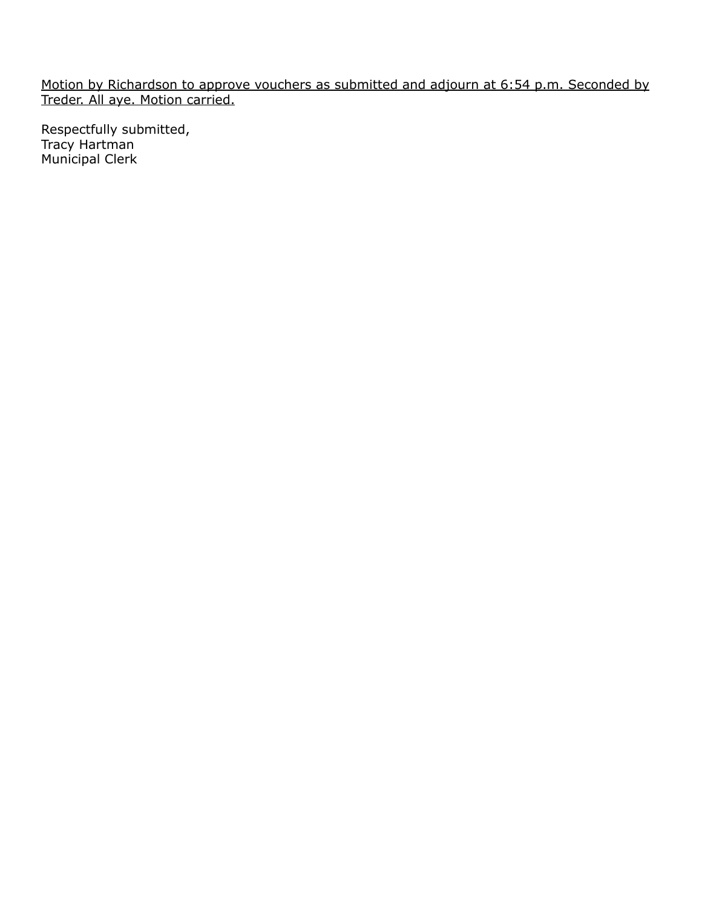<u>Motion by Richardson to approve vouchers as submitted and adjourn at 6:54 p.m. Seconded by Treder. All aye. Motion carried.</u>

Respectfully submitted,
Tracy Hartman
Municipal Clerk